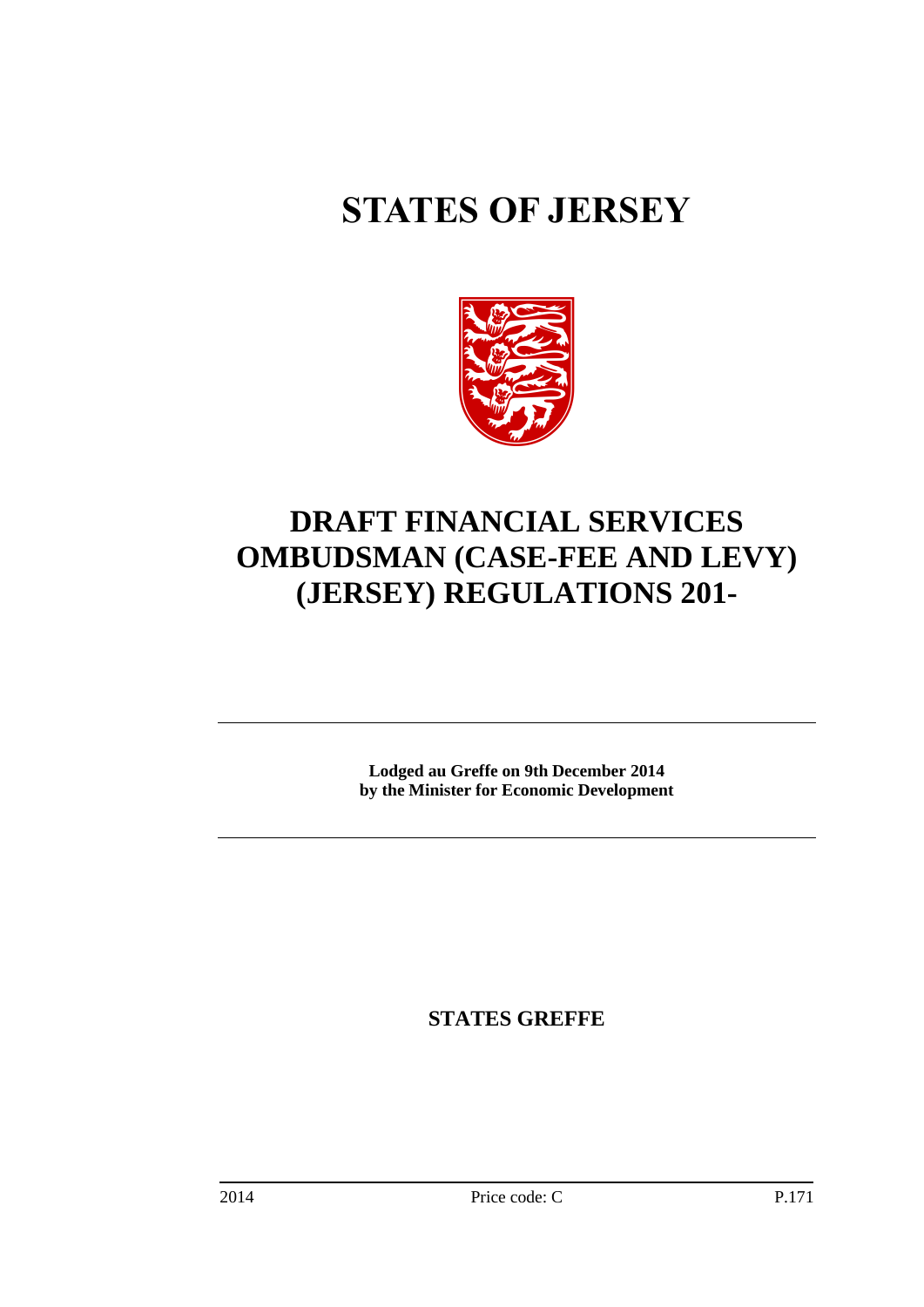# STATES OF JERSEY

# DRAFT FINANCIAL SERVICES OMBUDSMAN (CASE-FEE AND LEVY) (JERSEY) REGULATIONS 201-

**Lodged au Greffe on 9th December 2014**
**by the Minister for Economic Development**

**STATES GREFFE**

2014 Price code: C P.171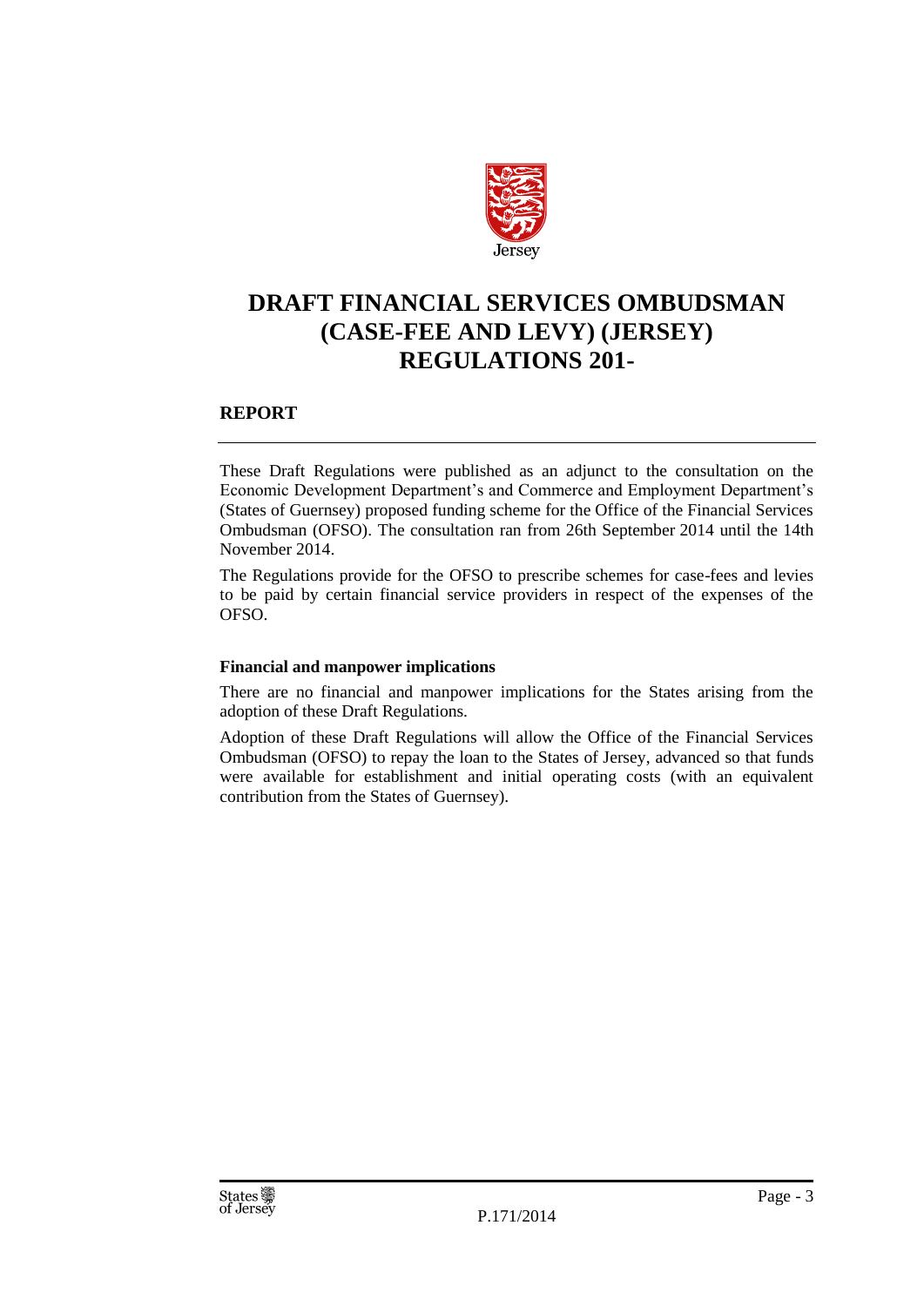# DRAFT FINANCIAL SERVICES OMBUDSMAN (CASE-FEE AND LEVY) (JERSEY) REGULATIONS 201-

## REPORT

These Draft Regulations were published as an adjunct to the consultation on the Economic Development Department's and Commerce and Employment Department's (States of Guernsey) proposed funding scheme for the Office of the Financial Services Ombudsman (OFSO). The consultation ran from 26th September 2014 until the 14th November 2014.

The Regulations provide for the OFSO to prescribe schemes for case-fees and levies to be paid by certain financial service providers in respect of the expenses of the OFSO.

**Financial and manpower implications**

There are no financial and manpower implications for the States arising from the adoption of these Draft Regulations.

Adoption of these Draft Regulations will allow the Office of the Financial Services Ombudsman (OFSO) to repay the loan to the States of Jersey, advanced so that funds were available for establishment and initial operating costs (with an equivalent contribution from the States of Guernsey).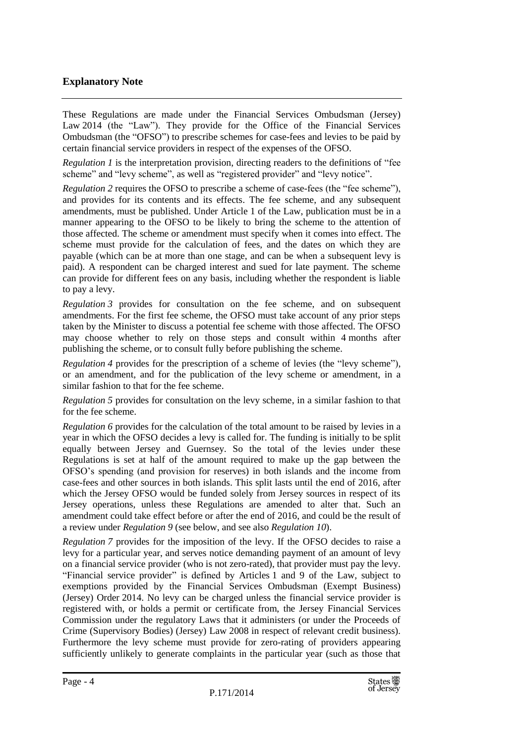## Explanatory Note

These Regulations are made under the Financial Services Ombudsman (Jersey) Law 2014 (the "Law"). They provide for the Office of the Financial Services Ombudsman (the "OFSO") to prescribe schemes for case-fees and levies to be paid by certain financial service providers in respect of the expenses of the OFSO.

*Regulation 1* is the interpretation provision, directing readers to the definitions of "fee scheme" and "levy scheme", as well as "registered provider" and "levy notice".

*Regulation 2* requires the OFSO to prescribe a scheme of case-fees (the "fee scheme"), and provides for its contents and its effects. The fee scheme, and any subsequent amendments, must be published. Under Article 1 of the Law, publication must be in a manner appearing to the OFSO to be likely to bring the scheme to the attention of those affected. The scheme or amendment must specify when it comes into effect. The scheme must provide for the calculation of fees, and the dates on which they are payable (which can be at more than one stage, and can be when a subsequent levy is paid). A respondent can be charged interest and sued for late payment. The scheme can provide for different fees on any basis, including whether the respondent is liable to pay a levy.

*Regulation 3* provides for consultation on the fee scheme, and on subsequent amendments. For the first fee scheme, the OFSO must take account of any prior steps taken by the Minister to discuss a potential fee scheme with those affected. The OFSO may choose whether to rely on those steps and consult within 4 months after publishing the scheme, or to consult fully before publishing the scheme.

*Regulation 4* provides for the prescription of a scheme of levies (the "levy scheme"), or an amendment, and for the publication of the levy scheme or amendment, in a similar fashion to that for the fee scheme.

*Regulation 5* provides for consultation on the levy scheme, in a similar fashion to that for the fee scheme.

*Regulation 6* provides for the calculation of the total amount to be raised by levies in a year in which the OFSO decides a levy is called for. The funding is initially to be split equally between Jersey and Guernsey. So the total of the levies under these Regulations is set at half of the amount required to make up the gap between the OFSO's spending (and provision for reserves) in both islands and the income from case-fees and other sources in both islands. This split lasts until the end of 2016, after which the Jersey OFSO would be funded solely from Jersey sources in respect of its Jersey operations, unless these Regulations are amended to alter that. Such an amendment could take effect before or after the end of 2016, and could be the result of a review under *Regulation 9* (see below, and see also *Regulation 10*).

*Regulation 7* provides for the imposition of the levy. If the OFSO decides to raise a levy for a particular year, and serves notice demanding payment of an amount of levy on a financial service provider (who is not zero-rated), that provider must pay the levy. "Financial service provider" is defined by Articles 1 and 9 of the Law, subject to exemptions provided by the Financial Services Ombudsman (Exempt Business) (Jersey) Order 2014. No levy can be charged unless the financial service provider is registered with, or holds a permit or certificate from, the Jersey Financial Services Commission under the regulatory Laws that it administers (or under the Proceeds of Crime (Supervisory Bodies) (Jersey) Law 2008 in respect of relevant credit business). Furthermore the levy scheme must provide for zero-rating of providers appearing sufficiently unlikely to generate complaints in the particular year (such as those that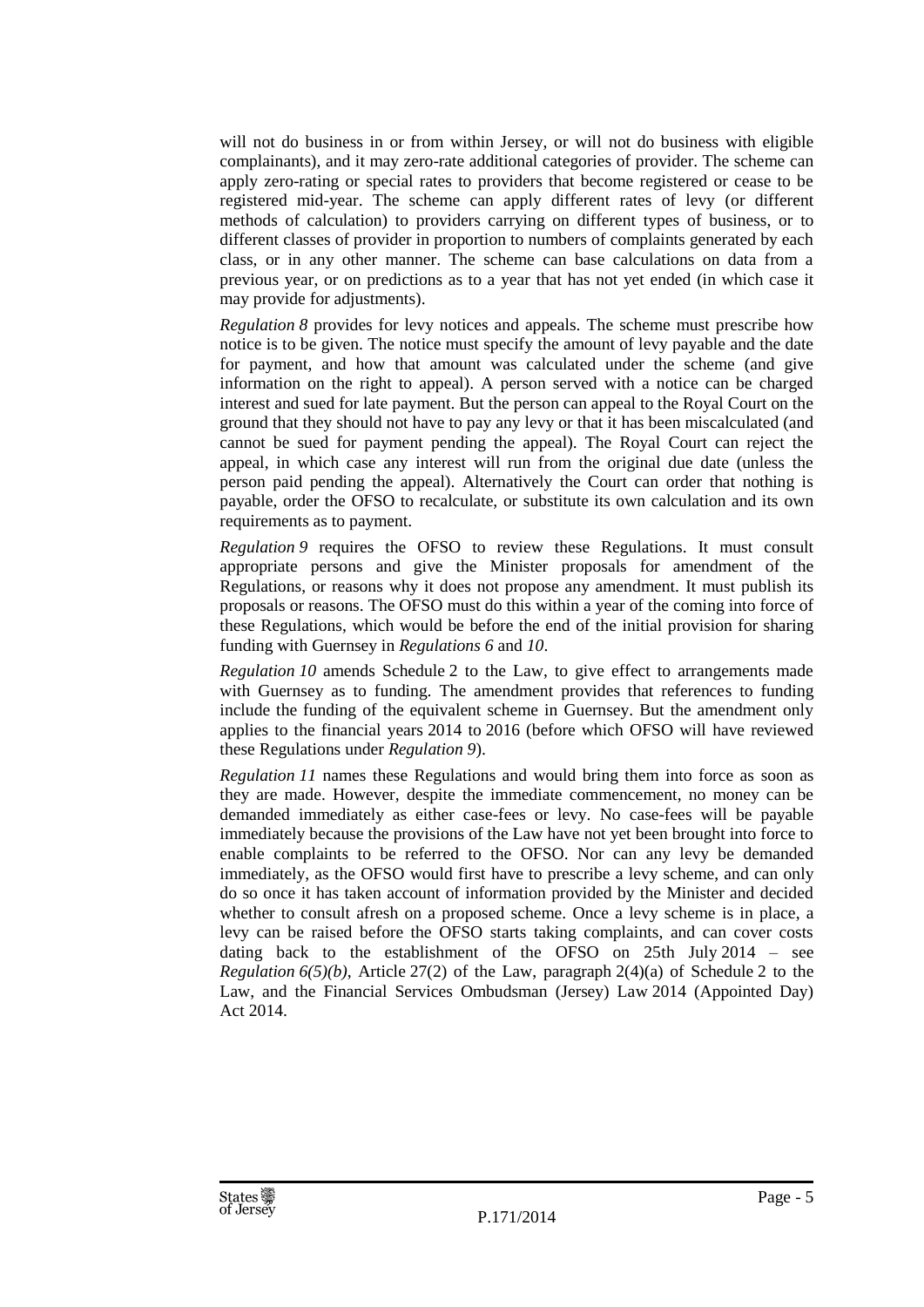will not do business in or from within Jersey, or will not do business with eligible complainants), and it may zero-rate additional categories of provider. The scheme can apply zero-rating or special rates to providers that become registered or cease to be registered mid-year. The scheme can apply different rates of levy (or different methods of calculation) to providers carrying on different types of business, or to different classes of provider in proportion to numbers of complaints generated by each class, or in any other manner. The scheme can base calculations on data from a previous year, or on predictions as to a year that has not yet ended (in which case it may provide for adjustments).

*Regulation 8* provides for levy notices and appeals. The scheme must prescribe how notice is to be given. The notice must specify the amount of levy payable and the date for payment, and how that amount was calculated under the scheme (and give information on the right to appeal). A person served with a notice can be charged interest and sued for late payment. But the person can appeal to the Royal Court on the ground that they should not have to pay any levy or that it has been miscalculated (and cannot be sued for payment pending the appeal). The Royal Court can reject the appeal, in which case any interest will run from the original due date (unless the person paid pending the appeal). Alternatively the Court can order that nothing is payable, order the OFSO to recalculate, or substitute its own calculation and its own requirements as to payment.

*Regulation 9* requires the OFSO to review these Regulations. It must consult appropriate persons and give the Minister proposals for amendment of the Regulations, or reasons why it does not propose any amendment. It must publish its proposals or reasons. The OFSO must do this within a year of the coming into force of these Regulations, which would be before the end of the initial provision for sharing funding with Guernsey in *Regulations 6* and *10*.

*Regulation 10* amends Schedule 2 to the Law, to give effect to arrangements made with Guernsey as to funding. The amendment provides that references to funding include the funding of the equivalent scheme in Guernsey. But the amendment only applies to the financial years 2014 to 2016 (before which OFSO will have reviewed these Regulations under *Regulation 9*).

*Regulation 11* names these Regulations and would bring them into force as soon as they are made. However, despite the immediate commencement, no money can be demanded immediately as either case-fees or levy. No case-fees will be payable immediately because the provisions of the Law have not yet been brought into force to enable complaints to be referred to the OFSO. Nor can any levy be demanded immediately, as the OFSO would first have to prescribe a levy scheme, and can only do so once it has taken account of information provided by the Minister and decided whether to consult afresh on a proposed scheme. Once a levy scheme is in place, a levy can be raised before the OFSO starts taking complaints, and can cover costs dating back to the establishment of the OFSO on 25th July 2014 – see *Regulation 6(5)(b)*, Article 27(2) of the Law, paragraph 2(4)(a) of Schedule 2 to the Law, and the Financial Services Ombudsman (Jersey) Law 2014 (Appointed Day) Act 2014.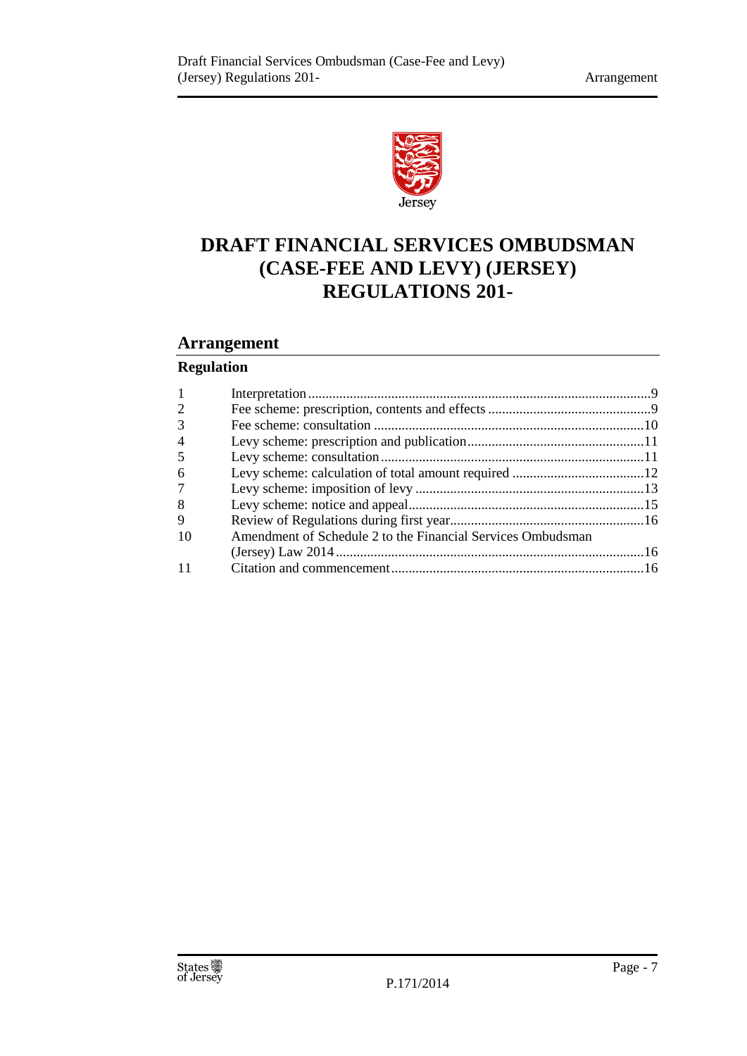# DRAFT FINANCIAL SERVICES OMBUDSMAN (CASE-FEE AND LEVY) (JERSEY) REGULATIONS 201-

## Arrangement

### Regulation

| | | |
|---|---|---|
| 1 | Interpretation | 9 |
| 2 | Fee scheme: prescription, contents and effects | 9 |
| 3 | Fee scheme: consultation | 10 |
| 4 | Levy scheme: prescription and publication | 11 |
| 5 | Levy scheme: consultation | 11 |
| 6 | Levy scheme: calculation of total amount required | 12 |
| 7 | Levy scheme: imposition of levy | 13 |
| 8 | Levy scheme: notice and appeal | 15 |
| 9 | Review of Regulations during first year | 16 |
| 10 | Amendment of Schedule 2 to the Financial Services Ombudsman (Jersey) Law 2014 | 16 |
| 11 | Citation and commencement | 16 |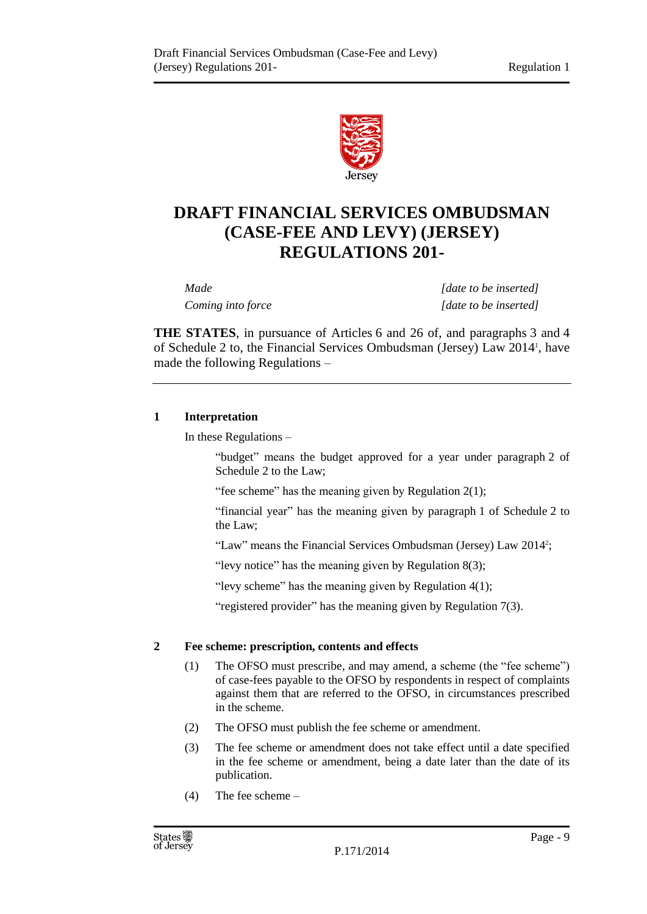# DRAFT FINANCIAL SERVICES OMBUDSMAN (CASE-FEE AND LEVY) (JERSEY) REGULATIONS 201-

*Made* *[date to be inserted]*

*Coming into force* *[date to be inserted]*

**THE STATES**, in pursuance of Articles 6 and 26 of, and paragraphs 3 and 4 of Schedule 2 to, the Financial Services Ombudsman (Jersey) Law 2014[1], have made the following Regulations –

---

**1 Interpretation**

In these Regulations –

"budget" means the budget approved for a year under paragraph 2 of Schedule 2 to the Law;

"fee scheme" has the meaning given by Regulation 2(1);

"financial year" has the meaning given by paragraph 1 of Schedule 2 to the Law;

"Law" means the Financial Services Ombudsman (Jersey) Law 2014[2];

"levy notice" has the meaning given by Regulation 8(3);

"levy scheme" has the meaning given by Regulation 4(1);

"registered provider" has the meaning given by Regulation 7(3).

**2 Fee scheme: prescription, contents and effects**

(1) The OFSO must prescribe, and may amend, a scheme (the "fee scheme") of case-fees payable to the OFSO by respondents in respect of complaints against them that are referred to the OFSO, in circumstances prescribed in the scheme.

(2) The OFSO must publish the fee scheme or amendment.

(3) The fee scheme or amendment does not take effect until a date specified in the fee scheme or amendment, being a date later than the date of its publication.

(4) The fee scheme –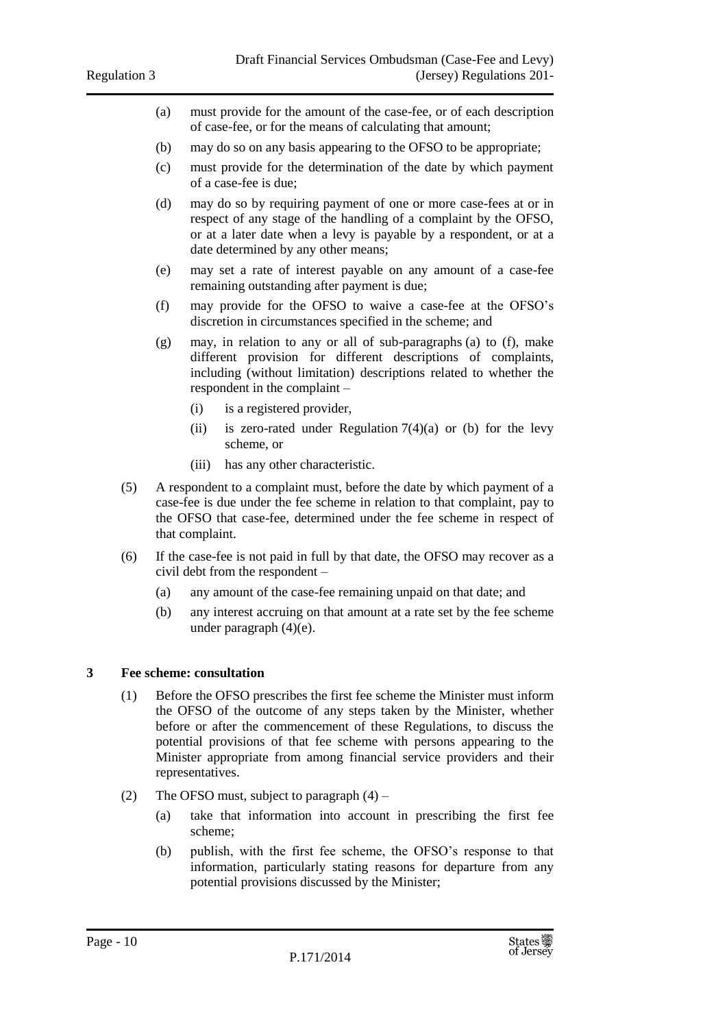(a) must provide for the amount of the case-fee, or of each description of case-fee, or for the means of calculating that amount;

(b) may do so on any basis appearing to the OFSO to be appropriate;

(c) must provide for the determination of the date by which payment of a case-fee is due;

(d) may do so by requiring payment of one or more case-fees at or in respect of any stage of the handling of a complaint by the OFSO, or at a later date when a levy is payable by a respondent, or at a date determined by any other means;

(e) may set a rate of interest payable on any amount of a case-fee remaining outstanding after payment is due;

(f) may provide for the OFSO to waive a case-fee at the OFSO's discretion in circumstances specified in the scheme; and

(g) may, in relation to any or all of sub-paragraphs (a) to (f), make different provision for different descriptions of complaints, including (without limitation) descriptions related to whether the respondent in the complaint –

(i) is a registered provider,

(ii) is zero-rated under Regulation 7(4)(a) or (b) for the levy scheme, or

(iii) has any other characteristic.

(5) A respondent to a complaint must, before the date by which payment of a case-fee is due under the fee scheme in relation to that complaint, pay to the OFSO that case-fee, determined under the fee scheme in respect of that complaint.

(6) If the case-fee is not paid in full by that date, the OFSO may recover as a civil debt from the respondent –

(a) any amount of the case-fee remaining unpaid on that date; and

(b) any interest accruing on that amount at a rate set by the fee scheme under paragraph (4)(e).

## 3 Fee scheme: consultation

(1) Before the OFSO prescribes the first fee scheme the Minister must inform the OFSO of the outcome of any steps taken by the Minister, whether before or after the commencement of these Regulations, to discuss the potential provisions of that fee scheme with persons appearing to the Minister appropriate from among financial service providers and their representatives.

(2) The OFSO must, subject to paragraph (4) –

(a) take that information into account in prescribing the first fee scheme;

(b) publish, with the first fee scheme, the OFSO's response to that information, particularly stating reasons for departure from any potential provisions discussed by the Minister;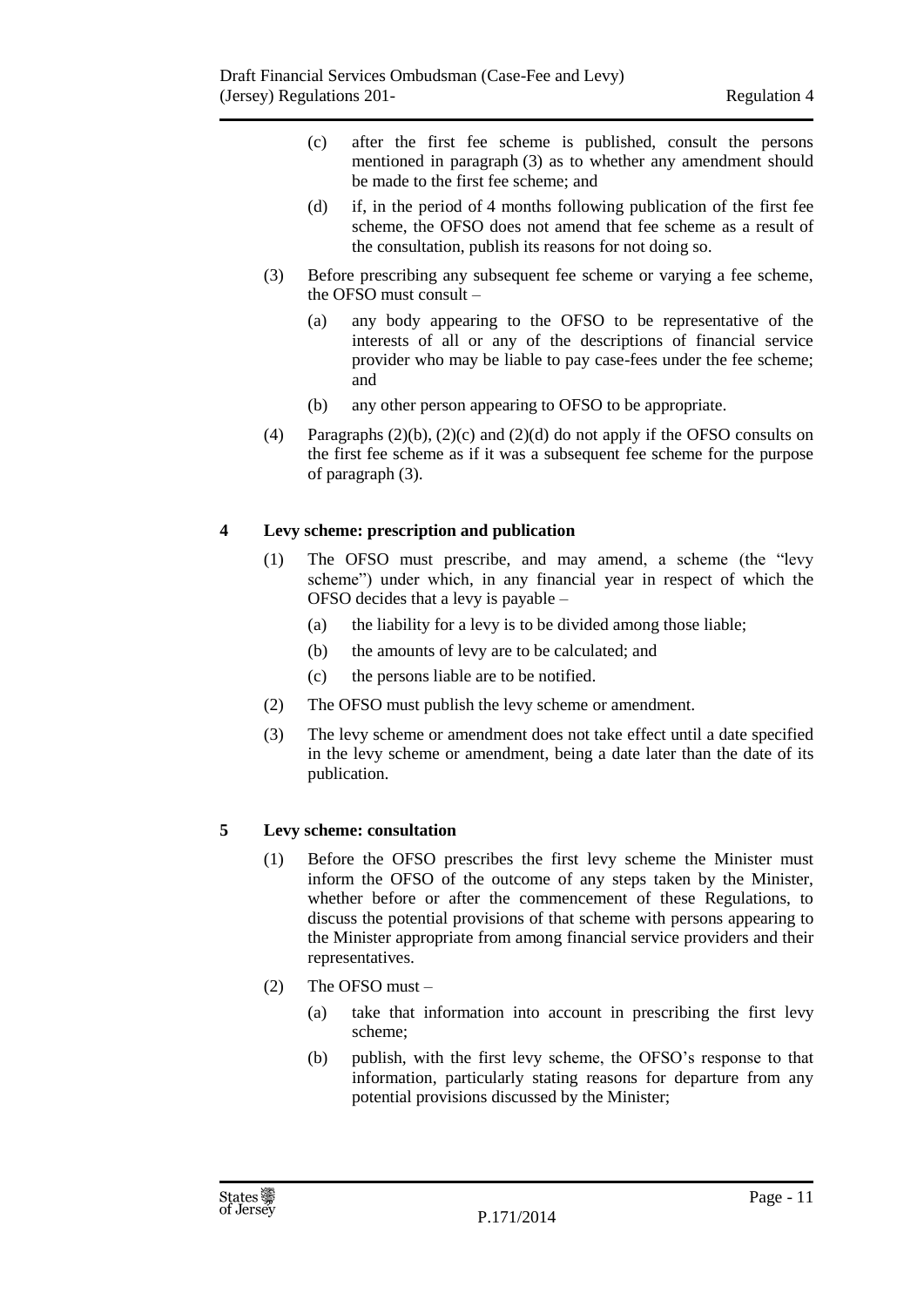(c) after the first fee scheme is published, consult the persons mentioned in paragraph (3) as to whether any amendment should be made to the first fee scheme; and

(d) if, in the period of 4 months following publication of the first fee scheme, the OFSO does not amend that fee scheme as a result of the consultation, publish its reasons for not doing so.

(3) Before prescribing any subsequent fee scheme or varying a fee scheme, the OFSO must consult –

(a) any body appearing to the OFSO to be representative of the interests of all or any of the descriptions of financial service provider who may be liable to pay case-fees under the fee scheme; and

(b) any other person appearing to OFSO to be appropriate.

(4) Paragraphs (2)(b), (2)(c) and (2)(d) do not apply if the OFSO consults on the first fee scheme as if it was a subsequent fee scheme for the purpose of paragraph (3).

### 4 Levy scheme: prescription and publication

(1) The OFSO must prescribe, and may amend, a scheme (the "levy scheme") under which, in any financial year in respect of which the OFSO decides that a levy is payable –

(a) the liability for a levy is to be divided among those liable;

(b) the amounts of levy are to be calculated; and

(c) the persons liable are to be notified.

(2) The OFSO must publish the levy scheme or amendment.

(3) The levy scheme or amendment does not take effect until a date specified in the levy scheme or amendment, being a date later than the date of its publication.

### 5 Levy scheme: consultation

(1) Before the OFSO prescribes the first levy scheme the Minister must inform the OFSO of the outcome of any steps taken by the Minister, whether before or after the commencement of these Regulations, to discuss the potential provisions of that scheme with persons appearing to the Minister appropriate from among financial service providers and their representatives.

(2) The OFSO must –

(a) take that information into account in prescribing the first levy scheme;

(b) publish, with the first levy scheme, the OFSO's response to that information, particularly stating reasons for departure from any potential provisions discussed by the Minister;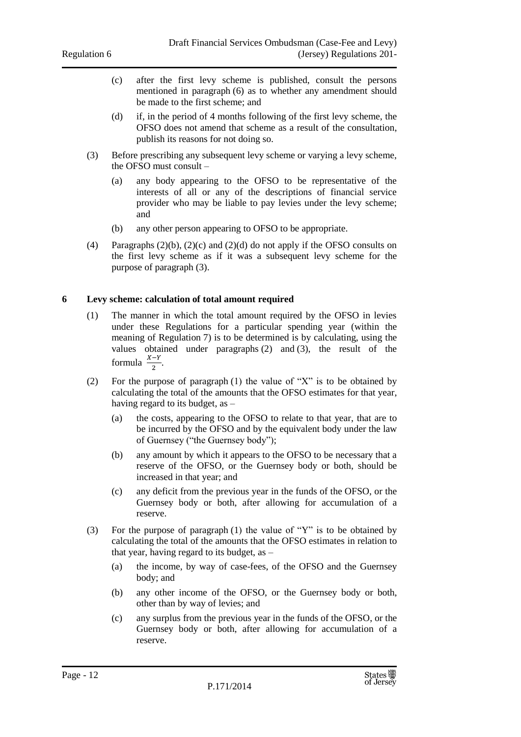(c) after the first levy scheme is published, consult the persons mentioned in paragraph (6) as to whether any amendment should be made to the first scheme; and

(d) if, in the period of 4 months following of the first levy scheme, the OFSO does not amend that scheme as a result of the consultation, publish its reasons for not doing so.

(3) Before prescribing any subsequent levy scheme or varying a levy scheme, the OFSO must consult –

(a) any body appearing to the OFSO to be representative of the interests of all or any of the descriptions of financial service provider who may be liable to pay levies under the levy scheme; and

(b) any other person appearing to OFSO to be appropriate.

(4) Paragraphs (2)(b), (2)(c) and (2)(d) do not apply if the OFSO consults on the first levy scheme as if it was a subsequent levy scheme for the purpose of paragraph (3).

## 6 Levy scheme: calculation of total amount required

(1) The manner in which the total amount required by the OFSO in levies under these Regulations for a particular spending year (within the meaning of Regulation 7) is to be determined is by calculating, using the values obtained under paragraphs (2) and (3), the result of the formula $\frac{X-Y}{2}$.

(2) For the purpose of paragraph (1) the value of "X" is to be obtained by calculating the total of the amounts that the OFSO estimates for that year, having regard to its budget, as –

(a) the costs, appearing to the OFSO to relate to that year, that are to be incurred by the OFSO and by the equivalent body under the law of Guernsey ("the Guernsey body");

(b) any amount by which it appears to the OFSO to be necessary that a reserve of the OFSO, or the Guernsey body or both, should be increased in that year; and

(c) any deficit from the previous year in the funds of the OFSO, or the Guernsey body or both, after allowing for accumulation of a reserve.

(3) For the purpose of paragraph (1) the value of "Y" is to be obtained by calculating the total of the amounts that the OFSO estimates in relation to that year, having regard to its budget, as –

(a) the income, by way of case-fees, of the OFSO and the Guernsey body; and

(b) any other income of the OFSO, or the Guernsey body or both, other than by way of levies; and

(c) any surplus from the previous year in the funds of the OFSO, or the Guernsey body or both, after allowing for accumulation of a reserve.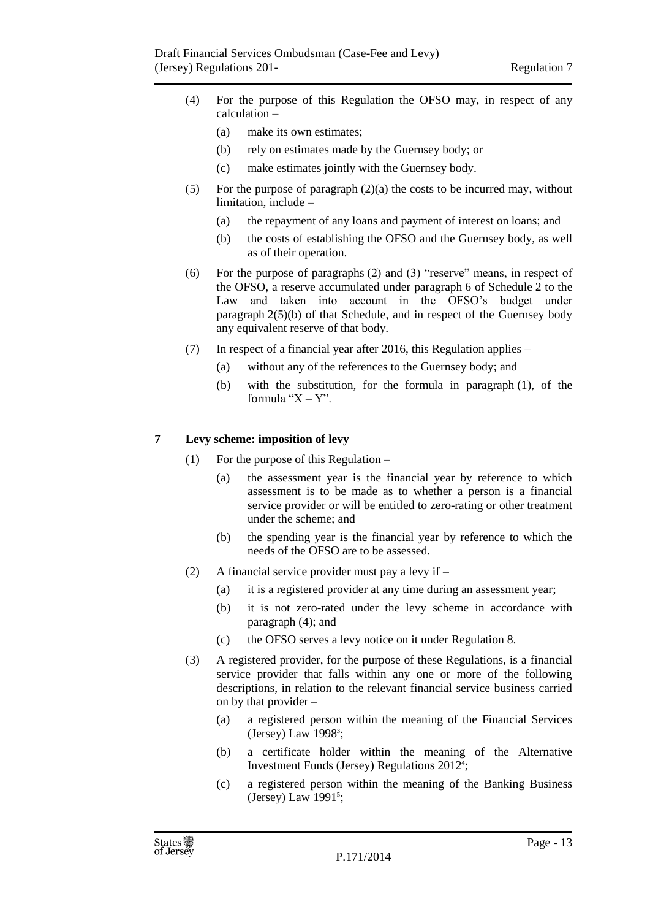(4) For the purpose of this Regulation the OFSO may, in respect of any calculation –

(a) make its own estimates;

(b) rely on estimates made by the Guernsey body; or

(c) make estimates jointly with the Guernsey body.

(5) For the purpose of paragraph (2)(a) the costs to be incurred may, without limitation, include –

(a) the repayment of any loans and payment of interest on loans; and

(b) the costs of establishing the OFSO and the Guernsey body, as well as of their operation.

(6) For the purpose of paragraphs (2) and (3) "reserve" means, in respect of the OFSO, a reserve accumulated under paragraph 6 of Schedule 2 to the Law and taken into account in the OFSO's budget under paragraph 2(5)(b) of that Schedule, and in respect of the Guernsey body any equivalent reserve of that body.

(7) In respect of a financial year after 2016, this Regulation applies –

(a) without any of the references to the Guernsey body; and

(b) with the substitution, for the formula in paragraph (1), of the formula "X – Y".

## 7 Levy scheme: imposition of levy

(1) For the purpose of this Regulation –

(a) the assessment year is the financial year by reference to which assessment is to be made as to whether a person is a financial service provider or will be entitled to zero-rating or other treatment under the scheme; and

(b) the spending year is the financial year by reference to which the needs of the OFSO are to be assessed.

(2) A financial service provider must pay a levy if –

(a) it is a registered provider at any time during an assessment year;

(b) it is not zero-rated under the levy scheme in accordance with paragraph (4); and

(c) the OFSO serves a levy notice on it under Regulation 8.

(3) A registered provider, for the purpose of these Regulations, is a financial service provider that falls within any one or more of the following descriptions, in relation to the relevant financial service business carried on by that provider –

(a) a registered person within the meaning of the Financial Services (Jersey) Law 1998[3];

(b) a certificate holder within the meaning of the Alternative Investment Funds (Jersey) Regulations 2012[4];

(c) a registered person within the meaning of the Banking Business (Jersey) Law 1991[5];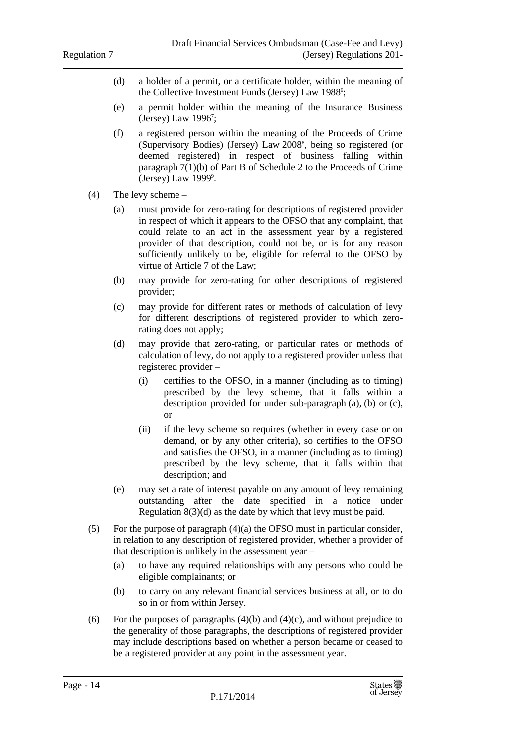(d) a holder of a permit, or a certificate holder, within the meaning of the Collective Investment Funds (Jersey) Law 1988[6];

(e) a permit holder within the meaning of the Insurance Business (Jersey) Law 1996[7];

(f) a registered person within the meaning of the Proceeds of Crime (Supervisory Bodies) (Jersey) Law 2008[8], being so registered (or deemed registered) in respect of business falling within paragraph 7(1)(b) of Part B of Schedule 2 to the Proceeds of Crime (Jersey) Law 1999[9].

(4) The levy scheme –

(a) must provide for zero-rating for descriptions of registered provider in respect of which it appears to the OFSO that any complaint, that could relate to an act in the assessment year by a registered provider of that description, could not be, or is for any reason sufficiently unlikely to be, eligible for referral to the OFSO by virtue of Article 7 of the Law;

(b) may provide for zero-rating for other descriptions of registered provider;

(c) may provide for different rates or methods of calculation of levy for different descriptions of registered provider to which zero-rating does not apply;

(d) may provide that zero-rating, or particular rates or methods of calculation of levy, do not apply to a registered provider unless that registered provider –

(i) certifies to the OFSO, in a manner (including as to timing) prescribed by the levy scheme, that it falls within a description provided for under sub-paragraph (a), (b) or (c), or

(ii) if the levy scheme so requires (whether in every case or on demand, or by any other criteria), so certifies to the OFSO and satisfies the OFSO, in a manner (including as to timing) prescribed by the levy scheme, that it falls within that description; and

(e) may set a rate of interest payable on any amount of levy remaining outstanding after the date specified in a notice under Regulation 8(3)(d) as the date by which that levy must be paid.

(5) For the purpose of paragraph (4)(a) the OFSO must in particular consider, in relation to any description of registered provider, whether a provider of that description is unlikely in the assessment year –

(a) to have any required relationships with any persons who could be eligible complainants; or

(b) to carry on any relevant financial services business at all, or to do so in or from within Jersey.

(6) For the purposes of paragraphs (4)(b) and (4)(c), and without prejudice to the generality of those paragraphs, the descriptions of registered provider may include descriptions based on whether a person became or ceased to be a registered provider at any point in the assessment year.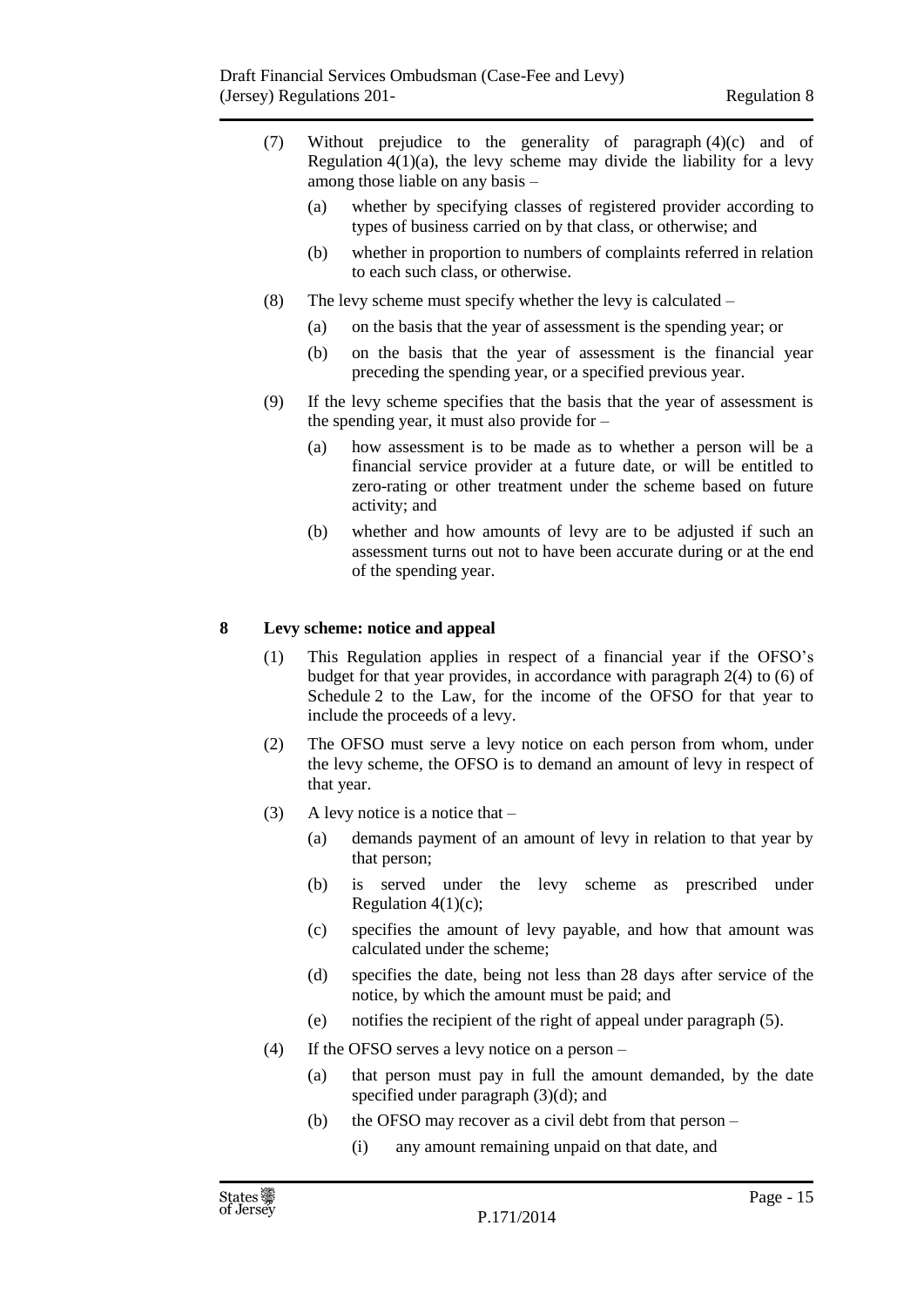(7) Without prejudice to the generality of paragraph (4)(c) and of Regulation 4(1)(a), the levy scheme may divide the liability for a levy among those liable on any basis –

(a) whether by specifying classes of registered provider according to types of business carried on by that class, or otherwise; and

(b) whether in proportion to numbers of complaints referred in relation to each such class, or otherwise.

(8) The levy scheme must specify whether the levy is calculated –

(a) on the basis that the year of assessment is the spending year; or

(b) on the basis that the year of assessment is the financial year preceding the spending year, or a specified previous year.

(9) If the levy scheme specifies that the basis that the year of assessment is the spending year, it must also provide for –

(a) how assessment is to be made as to whether a person will be a financial service provider at a future date, or will be entitled to zero-rating or other treatment under the scheme based on future activity; and

(b) whether and how amounts of levy are to be adjusted if such an assessment turns out not to have been accurate during or at the end of the spending year.

## 8 Levy scheme: notice and appeal

(1) This Regulation applies in respect of a financial year if the OFSO's budget for that year provides, in accordance with paragraph 2(4) to (6) of Schedule 2 to the Law, for the income of the OFSO for that year to include the proceeds of a levy.

(2) The OFSO must serve a levy notice on each person from whom, under the levy scheme, the OFSO is to demand an amount of levy in respect of that year.

(3) A levy notice is a notice that –

(a) demands payment of an amount of levy in relation to that year by that person;

(b) is served under the levy scheme as prescribed under Regulation 4(1)(c);

(c) specifies the amount of levy payable, and how that amount was calculated under the scheme;

(d) specifies the date, being not less than 28 days after service of the notice, by which the amount must be paid; and

(e) notifies the recipient of the right of appeal under paragraph (5).

(4) If the OFSO serves a levy notice on a person –

(a) that person must pay in full the amount demanded, by the date specified under paragraph (3)(d); and

(b) the OFSO may recover as a civil debt from that person –

(i) any amount remaining unpaid on that date, and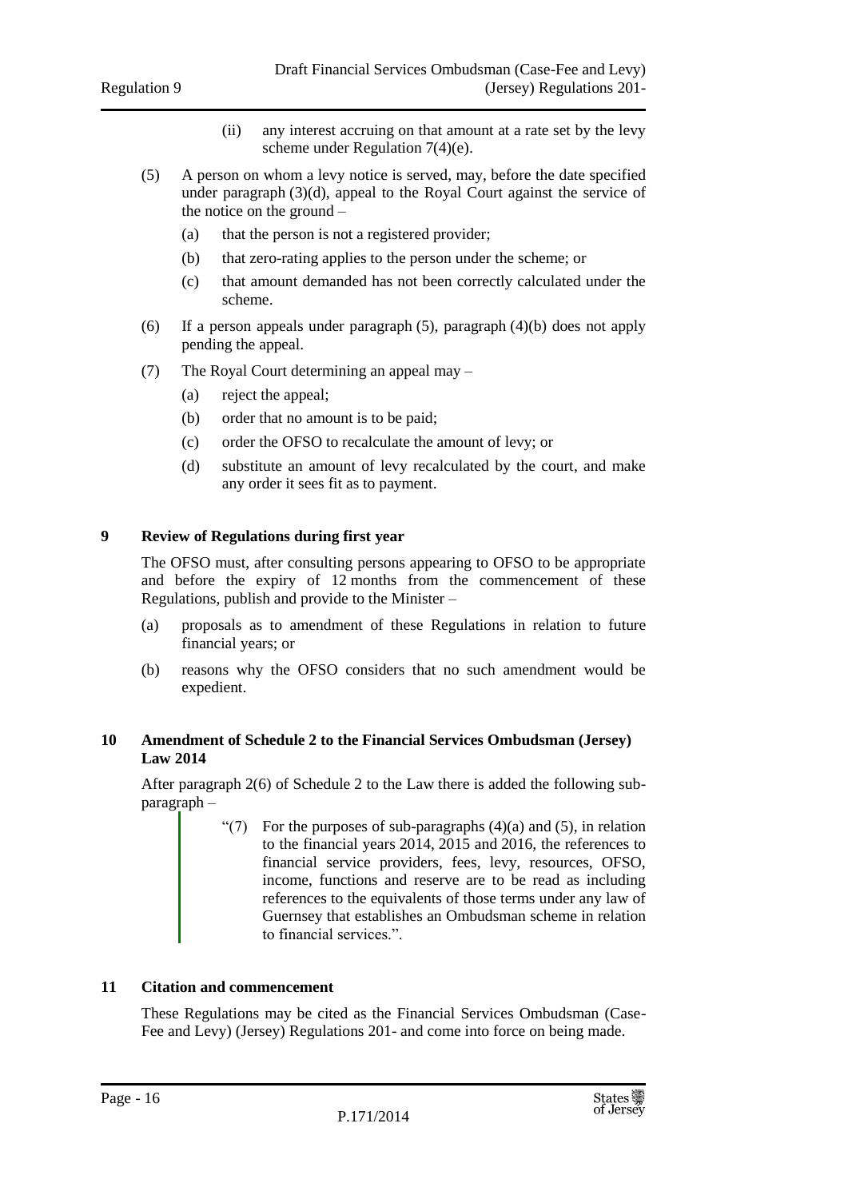(ii) any interest accruing on that amount at a rate set by the levy scheme under Regulation 7(4)(e).

(5) A person on whom a levy notice is served, may, before the date specified under paragraph (3)(d), appeal to the Royal Court against the service of the notice on the ground –

(a) that the person is not a registered provider;

(b) that zero-rating applies to the person under the scheme; or

(c) that amount demanded has not been correctly calculated under the scheme.

(6) If a person appeals under paragraph (5), paragraph (4)(b) does not apply pending the appeal.

(7) The Royal Court determining an appeal may –

(a) reject the appeal;

(b) order that no amount is to be paid;

(c) order the OFSO to recalculate the amount of levy; or

(d) substitute an amount of levy recalculated by the court, and make any order it sees fit as to payment.

## 9 Review of Regulations during first year

The OFSO must, after consulting persons appearing to OFSO to be appropriate and before the expiry of 12 months from the commencement of these Regulations, publish and provide to the Minister –

(a) proposals as to amendment of these Regulations in relation to future financial years; or

(b) reasons why the OFSO considers that no such amendment would be expedient.

## 10 Amendment of Schedule 2 to the Financial Services Ombudsman (Jersey) Law 2014

After paragraph 2(6) of Schedule 2 to the Law there is added the following sub-paragraph –

> "(7) For the purposes of sub-paragraphs (4)(a) and (5), in relation to the financial years 2014, 2015 and 2016, the references to financial service providers, fees, levy, resources, OFSO, income, functions and reserve are to be read as including references to the equivalents of those terms under any law of Guernsey that establishes an Ombudsman scheme in relation to financial services.".

## 11 Citation and commencement

These Regulations may be cited as the Financial Services Ombudsman (Case-Fee and Levy) (Jersey) Regulations 201- and come into force on being made.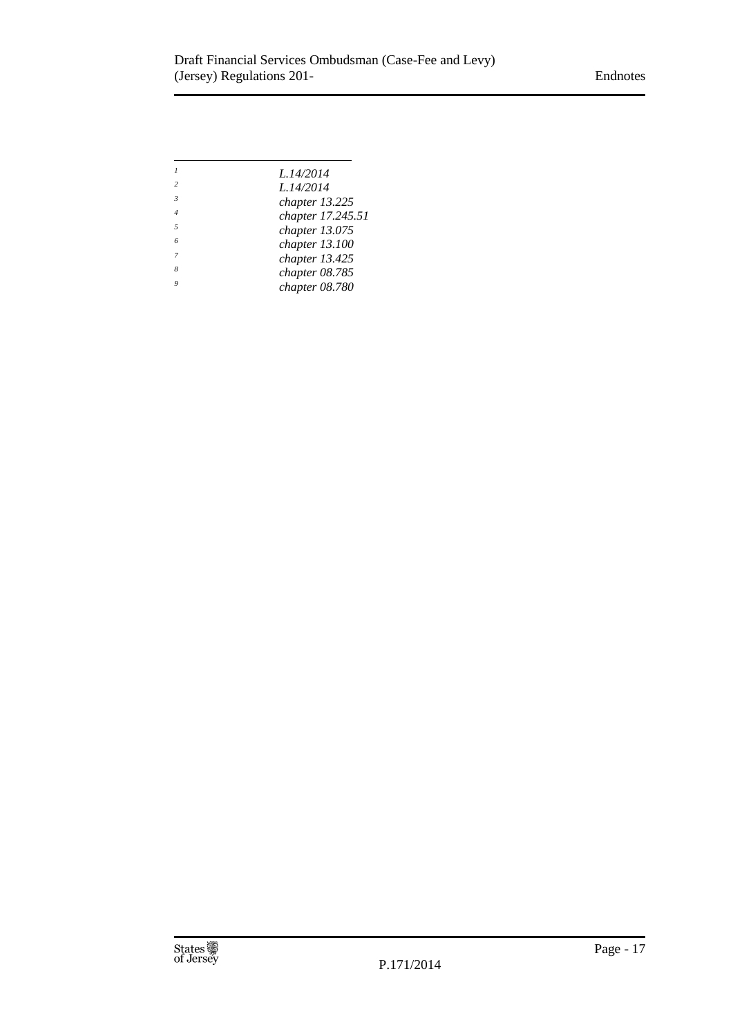[1] *L.14/2014*
[2] *L.14/2014*
[3] *chapter 13.225*
[4] *chapter 17.245.51*
[5] *chapter 13.075*
[6] *chapter 13.100*
[7] *chapter 13.425*
[8] *chapter 08.785*
[9] *chapter 08.780*